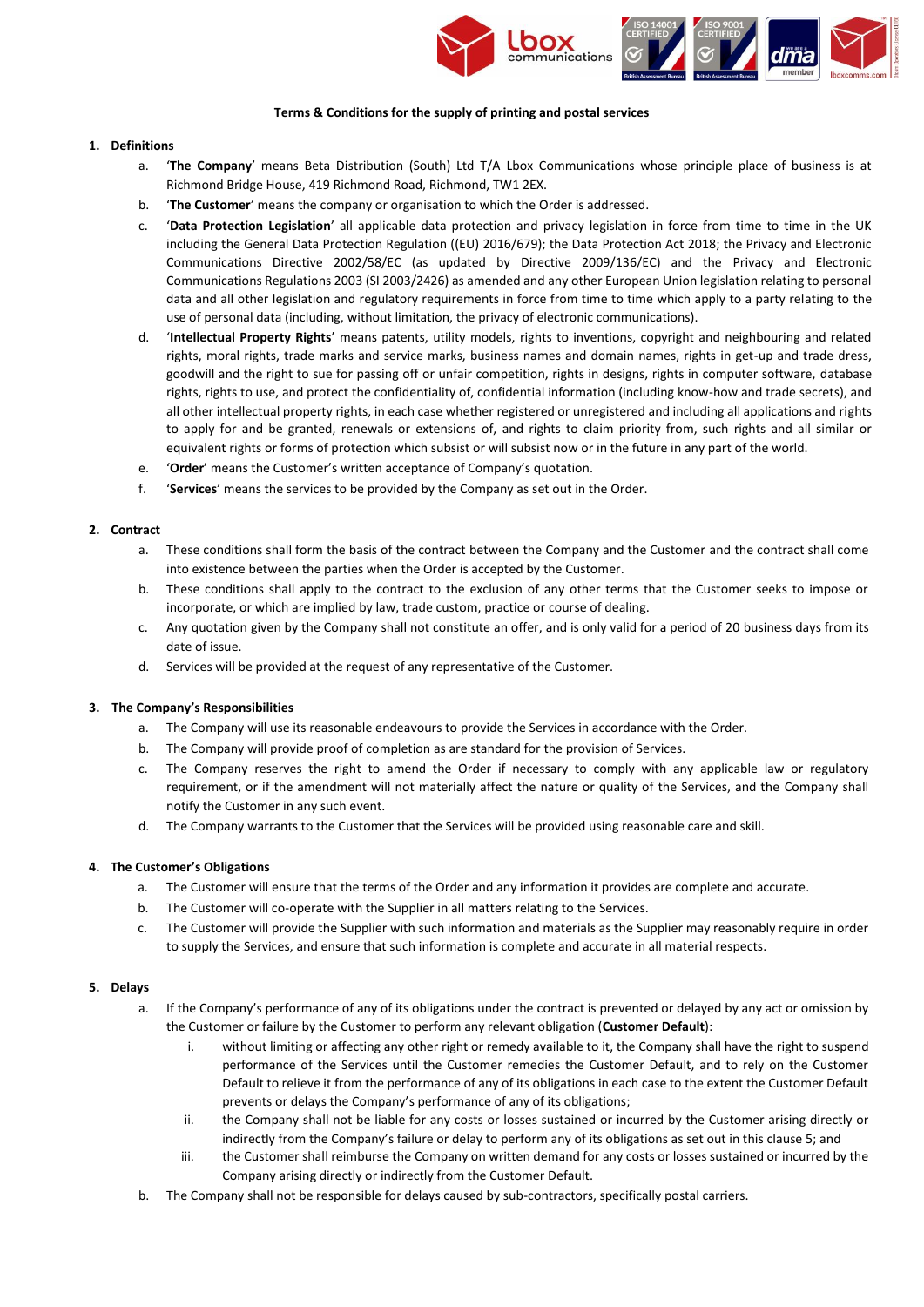**Terms & Conditions for the supply of printing and postal services**

1. **Definitions**
    a. '**The Company**' means Beta Distribution (South) Ltd T/A Lbox Communications whose principle place of business is at Richmond Bridge House, 419 Richmond Road, Richmond, TW1 2EX.
    b. '**The Customer**' means the company or organisation to which the Order is addressed.
    c. '**Data Protection Legislation**' all applicable data protection and privacy legislation in force from time to time in the UK including the General Data Protection Regulation ((EU) 2016/679); the Data Protection Act 2018; the Privacy and Electronic Communications Directive 2002/58/EC (as updated by Directive 2009/136/EC) and the Privacy and Electronic Communications Regulations 2003 (SI 2003/2426) as amended and any other European Union legislation relating to personal data and all other legislation and regulatory requirements in force from time to time which apply to a party relating to the use of personal data (including, without limitation, the privacy of electronic communications).
    d. '**Intellectual Property Rights**' means patents, utility models, rights to inventions, copyright and neighbouring and related rights, moral rights, trade marks and service marks, business names and domain names, rights in get-up and trade dress, goodwill and the right to sue for passing off or unfair competition, rights in designs, rights in computer software, database rights, rights to use, and protect the confidentiality of, confidential information (including know-how and trade secrets), and all other intellectual property rights, in each case whether registered or unregistered and including all applications and rights to apply for and be granted, renewals or extensions of, and rights to claim priority from, such rights and all similar or equivalent rights or forms of protection which subsist or will subsist now or in the future in any part of the world.
    e. '**Order**' means the Customer's written acceptance of Company's quotation.
    f. '**Services**' means the services to be provided by the Company as set out in the Order.

2. **Contract**
    a. These conditions shall form the basis of the contract between the Company and the Customer and the contract shall come into existence between the parties when the Order is accepted by the Customer.
    b. These conditions shall apply to the contract to the exclusion of any other terms that the Customer seeks to impose or incorporate, or which are implied by law, trade custom, practice or course of dealing.
    c. Any quotation given by the Company shall not constitute an offer, and is only valid for a period of 20 business days from its date of issue.
    d. Services will be provided at the request of any representative of the Customer.

3. **The Company's Responsibilities**
    a. The Company will use its reasonable endeavours to provide the Services in accordance with the Order.
    b. The Company will provide proof of completion as are standard for the provision of Services.
    c. The Company reserves the right to amend the Order if necessary to comply with any applicable law or regulatory requirement, or if the amendment will not materially affect the nature or quality of the Services, and the Company shall notify the Customer in any such event.
    d. The Company warrants to the Customer that the Services will be provided using reasonable care and skill.

4. **The Customer's Obligations**
    a. The Customer will ensure that the terms of the Order and any information it provides are complete and accurate.
    b. The Customer will co-operate with the Supplier in all matters relating to the Services.
    c. The Customer will provide the Supplier with such information and materials as the Supplier may reasonably require in order to supply the Services, and ensure that such information is complete and accurate in all material respects.

5. **Delays**
    a. If the Company's performance of any of its obligations under the contract is prevented or delayed by any act or omission by the Customer or failure by the Customer to perform any relevant obligation (**Customer Default**):
        i. without limiting or affecting any other right or remedy available to it, the Company shall have the right to suspend performance of the Services until the Customer remedies the Customer Default, and to rely on the Customer Default to relieve it from the performance of any of its obligations in each case to the extent the Customer Default prevents or delays the Company's performance of any of its obligations;
        ii. the Company shall not be liable for any costs or losses sustained or incurred by the Customer arising directly or indirectly from the Company's failure or delay to perform any of its obligations as set out in this clause 5; and
        iii. the Customer shall reimburse the Company on written demand for any costs or losses sustained or incurred by the Company arising directly or indirectly from the Customer Default.
    b. The Company shall not be responsible for delays caused by sub-contractors, specifically postal carriers.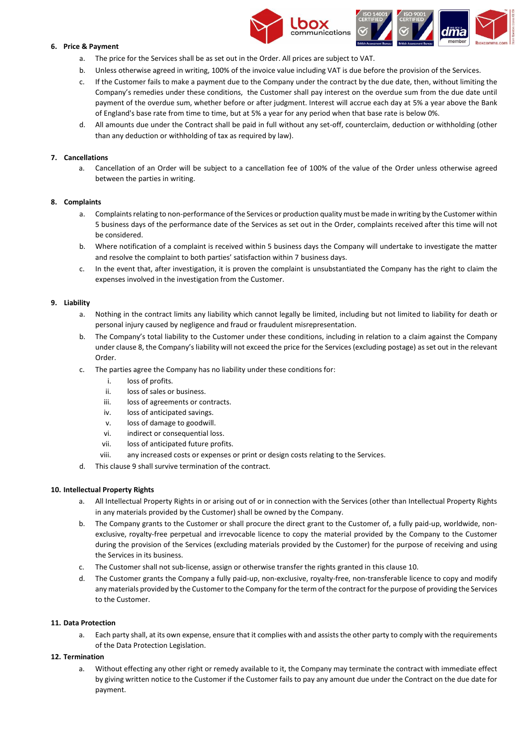6. **Price & Payment**
    a. The price for the Services shall be as set out in the Order. All prices are subject to VAT.
    b. Unless otherwise agreed in writing, 100% of the invoice value including VAT is due before the provision of the Services.
    c. If the Customer fails to make a payment due to the Company under the contract by the due date, then, without limiting the Company's remedies under these conditions, the Customer shall pay interest on the overdue sum from the due date until payment of the overdue sum, whether before or after judgment. Interest will accrue each day at 5% a year above the Bank of England's base rate from time to time, but at 5% a year for any period when that base rate is below 0%.
    d. All amounts due under the Contract shall be paid in full without any set-off, counterclaim, deduction or withholding (other than any deduction or withholding of tax as required by law).

7. **Cancellations**
    a. Cancellation of an Order will be subject to a cancellation fee of 100% of the value of the Order unless otherwise agreed between the parties in writing.

8. **Complaints**
    a. Complaints relating to non-performance of the Services or production quality must be made in writing by the Customer within 5 business days of the performance date of the Services as set out in the Order, complaints received after this time will not be considered.
    b. Where notification of a complaint is received within 5 business days the Company will undertake to investigate the matter and resolve the complaint to both parties' satisfaction within 7 business days.
    c. In the event that, after investigation, it is proven the complaint is unsubstantiated the Company has the right to claim the expenses involved in the investigation from the Customer.

9. **Liability**
    a. Nothing in the contract limits any liability which cannot legally be limited, including but not limited to liability for death or personal injury caused by negligence and fraud or fraudulent misrepresentation.
    b. The Company's total liability to the Customer under these conditions, including in relation to a claim against the Company under clause 8, the Company's liability will not exceed the price for the Services (excluding postage) as set out in the relevant Order.
    c. The parties agree the Company has no liability under these conditions for:
        i. loss of profits.
        ii. loss of sales or business.
        iii. loss of agreements or contracts.
        iv. loss of anticipated savings.
        v. loss of damage to goodwill.
        vi. indirect or consequential loss.
        vii. loss of anticipated future profits.
        viii. any increased costs or expenses or print or design costs relating to the Services.
    d. This clause 9 shall survive termination of the contract.

10. **Intellectual Property Rights**
    a. All Intellectual Property Rights in or arising out of or in connection with the Services (other than Intellectual Property Rights in any materials provided by the Customer) shall be owned by the Company.
    b. The Company grants to the Customer or shall procure the direct grant to the Customer of, a fully paid-up, worldwide, non-exclusive, royalty-free perpetual and irrevocable licence to copy the material provided by the Company to the Customer during the provision of the Services (excluding materials provided by the Customer) for the purpose of receiving and using the Services in its business.
    c. The Customer shall not sub-license, assign or otherwise transfer the rights granted in this clause 10.
    d. The Customer grants the Company a fully paid-up, non-exclusive, royalty-free, non-transferable licence to copy and modify any materials provided by the Customer to the Company for the term of the contract for the purpose of providing the Services to the Customer.

11. **Data Protection**
    a. Each party shall, at its own expense, ensure that it complies with and assists the other party to comply with the requirements of the Data Protection Legislation.

12. **Termination**
    a. Without effecting any other right or remedy available to it, the Company may terminate the contract with immediate effect by giving written notice to the Customer if the Customer fails to pay any amount due under the Contract on the due date for payment.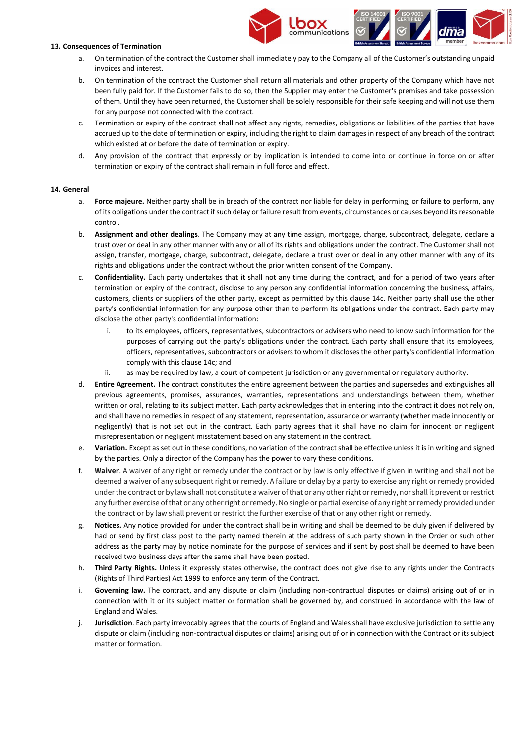## 13. Consequences of Termination

a. On termination of the contract the Customer shall immediately pay to the Company all of the Customer's outstanding unpaid invoices and interest.

b. On termination of the contract the Customer shall return all materials and other property of the Company which have not been fully paid for. If the Customer fails to do so, then the Supplier may enter the Customer's premises and take possession of them. Until they have been returned, the Customer shall be solely responsible for their safe keeping and will not use them for any purpose not connected with the contract.

c. Termination or expiry of the contract shall not affect any rights, remedies, obligations or liabilities of the parties that have accrued up to the date of termination or expiry, including the right to claim damages in respect of any breach of the contract which existed at or before the date of termination or expiry.

d. Any provision of the contract that expressly or by implication is intended to come into or continue in force on or after termination or expiry of the contract shall remain in full force and effect.

## 14. General

a. **Force majeure.** Neither party shall be in breach of the contract nor liable for delay in performing, or failure to perform, any of its obligations under the contract if such delay or failure result from events, circumstances or causes beyond its reasonable control.

b. **Assignment and other dealings**. The Company may at any time assign, mortgage, charge, subcontract, delegate, declare a trust over or deal in any other manner with any or all of its rights and obligations under the contract. The Customer shall not assign, transfer, mortgage, charge, subcontract, delegate, declare a trust over or deal in any other manner with any of its rights and obligations under the contract without the prior written consent of the Company.

c. **Confidentiality.** Each party undertakes that it shall not any time during the contract, and for a period of two years after termination or expiry of the contract, disclose to any person any confidential information concerning the business, affairs, customers, clients or suppliers of the other party, except as permitted by this clause 14c. Neither party shall use the other party's confidential information for any purpose other than to perform its obligations under the contract. Each party may disclose the other party's confidential information:

   i. to its employees, officers, representatives, subcontractors or advisers who need to know such information for the purposes of carrying out the party's obligations under the contract. Each party shall ensure that its employees, officers, representatives, subcontractors or advisers to whom it discloses the other party's confidential information comply with this clause 14c; and

   ii. as may be required by law, a court of competent jurisdiction or any governmental or regulatory authority.

d. **Entire Agreement.** The contract constitutes the entire agreement between the parties and supersedes and extinguishes all previous agreements, promises, assurances, warranties, representations and understandings between them, whether written or oral, relating to its subject matter. Each party acknowledges that in entering into the contract it does not rely on, and shall have no remedies in respect of any statement, representation, assurance or warranty (whether made innocently or negligently) that is not set out in the contract. Each party agrees that it shall have no claim for innocent or negligent misrepresentation or negligent misstatement based on any statement in the contract.

e. **Variation.** Except as set out in these conditions, no variation of the contract shall be effective unless it is in writing and signed by the parties. Only a director of the Company has the power to vary these conditions.

f. **Waiver**. A waiver of any right or remedy under the contract or by law is only effective if given in writing and shall not be deemed a waiver of any subsequent right or remedy. A failure or delay by a party to exercise any right or remedy provided under the contract or by law shall not constitute a waiver of that or any other right or remedy, nor shall it prevent or restrict any further exercise of that or any other right or remedy. No single or partial exercise of any right or remedy provided under the contract or by law shall prevent or restrict the further exercise of that or any other right or remedy.

g. **Notices.** Any notice provided for under the contract shall be in writing and shall be deemed to be duly given if delivered by had or send by first class post to the party named therein at the address of such party shown in the Order or such other address as the party may by notice nominate for the purpose of services and if sent by post shall be deemed to have been received two business days after the same shall have been posted.

h. **Third Party Rights.** Unless it expressly states otherwise, the contract does not give rise to any rights under the Contracts (Rights of Third Parties) Act 1999 to enforce any term of the Contract.

i. **Governing law.** The contract, and any dispute or claim (including non-contractual disputes or claims) arising out of or in connection with it or its subject matter or formation shall be governed by, and construed in accordance with the law of England and Wales.

j. **Jurisdiction**. Each party irrevocably agrees that the courts of England and Wales shall have exclusive jurisdiction to settle any dispute or claim (including non-contractual disputes or claims) arising out of or in connection with the Contract or its subject matter or formation.